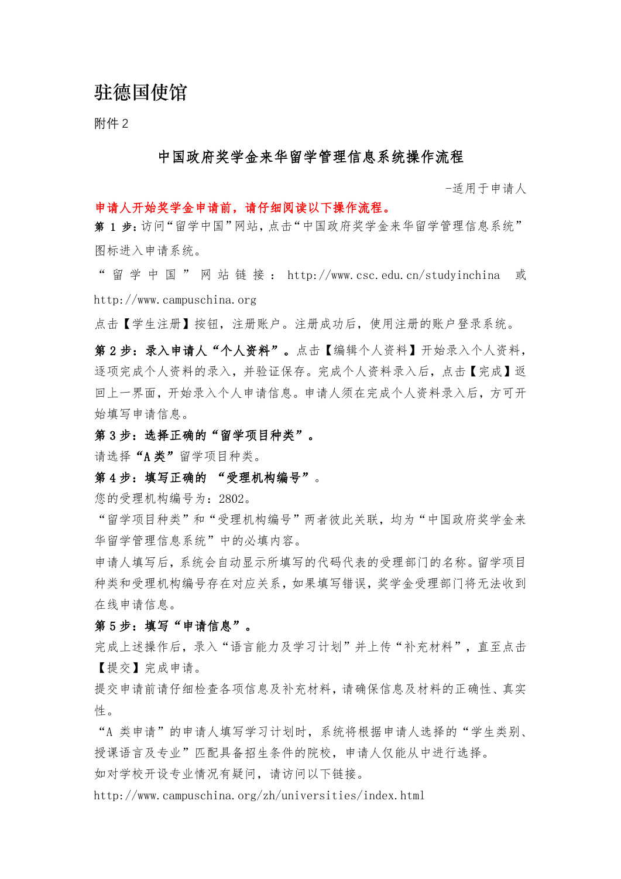# 驻德国使馆

附件 2

## 中国政府奖学金来华留学管理信息系统操作流程

-适用于申请人

**申请人开始奖学金申请前，请仔细阅读以下操作流程。**

**第 1 步：**访问“留学中国”网站，点击“中国政府奖学金来华留学管理信息系统”图标进入申请系统。

“留学中国”网站链接：http://www.csc.edu.cn/studyinchina 或 http://www.campuschina.org

点击【学生注册】按钮，注册账户。注册成功后，使用注册的账户登录系统。

**第 2 步：录入申请人“个人资料”。**点击【编辑个人资料】开始录入个人资料，逐项完成个人资料的录入，并验证保存。完成个人资料录入后，点击【完成】返回上一界面，开始录入个人申请信息。申请人须在完成个人资料录入后，方可开始填写申请信息。

**第 3 步：选择正确的“留学项目种类”。**

请选择**“A 类”**留学项目种类。

**第 4 步：填写正确的 “受理机构编号”**。

您的受理机构编号为：2802。

“留学项目种类”和“受理机构编号”两者彼此关联，均为“中国政府奖学金来华留学管理信息系统”中的必填内容。

申请人填写后，系统会自动显示所填写的代码代表的受理部门的名称。留学项目种类和受理机构编号存在对应关系，如果填写错误，奖学金受理部门将无法收到在线申请信息。

**第 5 步：填写“申请信息”。**

完成上述操作后，录入“语言能力及学习计划”并上传“补充材料”，直至点击【提交】完成申请。

提交申请前请仔细检查各项信息及补充材料，请确保信息及材料的正确性、真实性。

“A 类申请”的申请人填写学习计划时，系统将根据申请人选择的“学生类别、授课语言及专业”匹配具备招生条件的院校，申请人仅能从中进行选择。

如对学校开设专业情况有疑问，请访问以下链接。

http://www.campuschina.org/zh/universities/index.html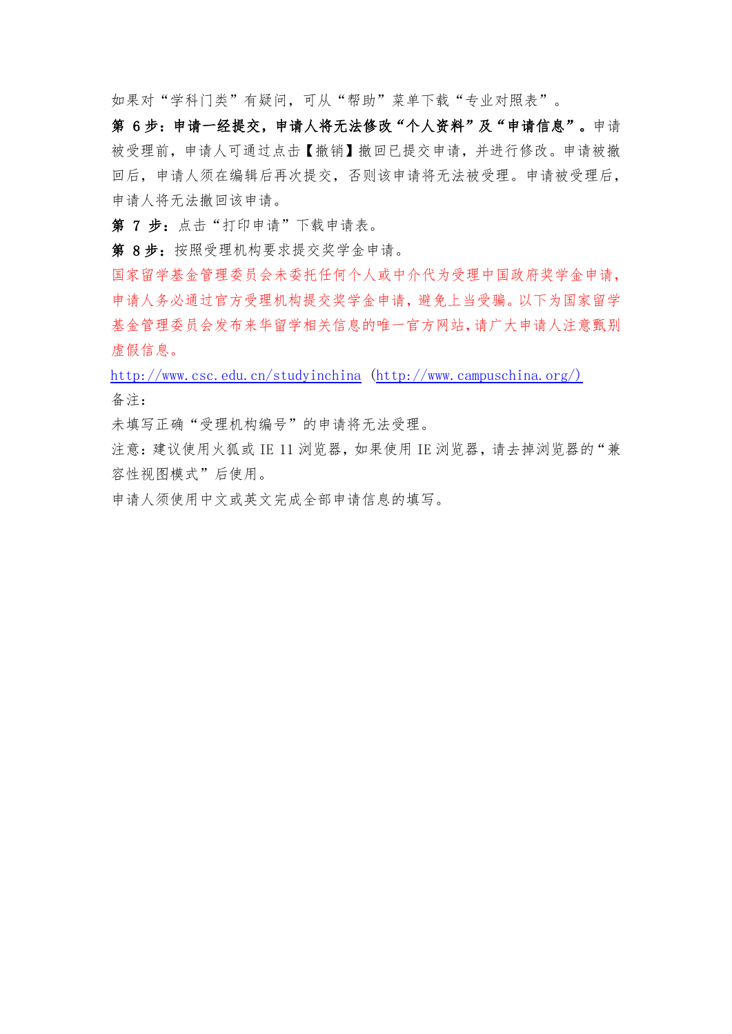如果对“学科门类”有疑问，可从“帮助”菜单下载“专业对照表”。

**第 6 步：申请一经提交，申请人将无法修改“个人资料”及“申请信息”。**申请被受理前，申请人可通过点击【撤销】撤回已提交申请，并进行修改。申请被撤回后，申请人须在编辑后再次提交，否则该申请将无法被受理。申请被受理后，申请人将无法撤回该申请。

**第 7 步：**点击“打印申请”下载申请表。

**第 8 步：**按照受理机构要求提交奖学金申请。

国家留学基金管理委员会未委托任何个人或中介代为受理中国政府奖学金申请，申请人务必通过官方受理机构提交奖学金申请，避免上当受骗。以下为国家留学基金管理委员会发布来华留学相关信息的唯一官方网站，请广大申请人注意甄别虚假信息。

http://www.csc.edu.cn/studyinchina （http://www.campuschina.org/)

备注：

未填写正确“受理机构编号”的申请将无法受理。

注意：建议使用火狐或 IE 11 浏览器，如果使用 IE 浏览器，请去掉浏览器的“兼容性视图模式”后使用。

申请人须使用中文或英文完成全部申请信息的填写。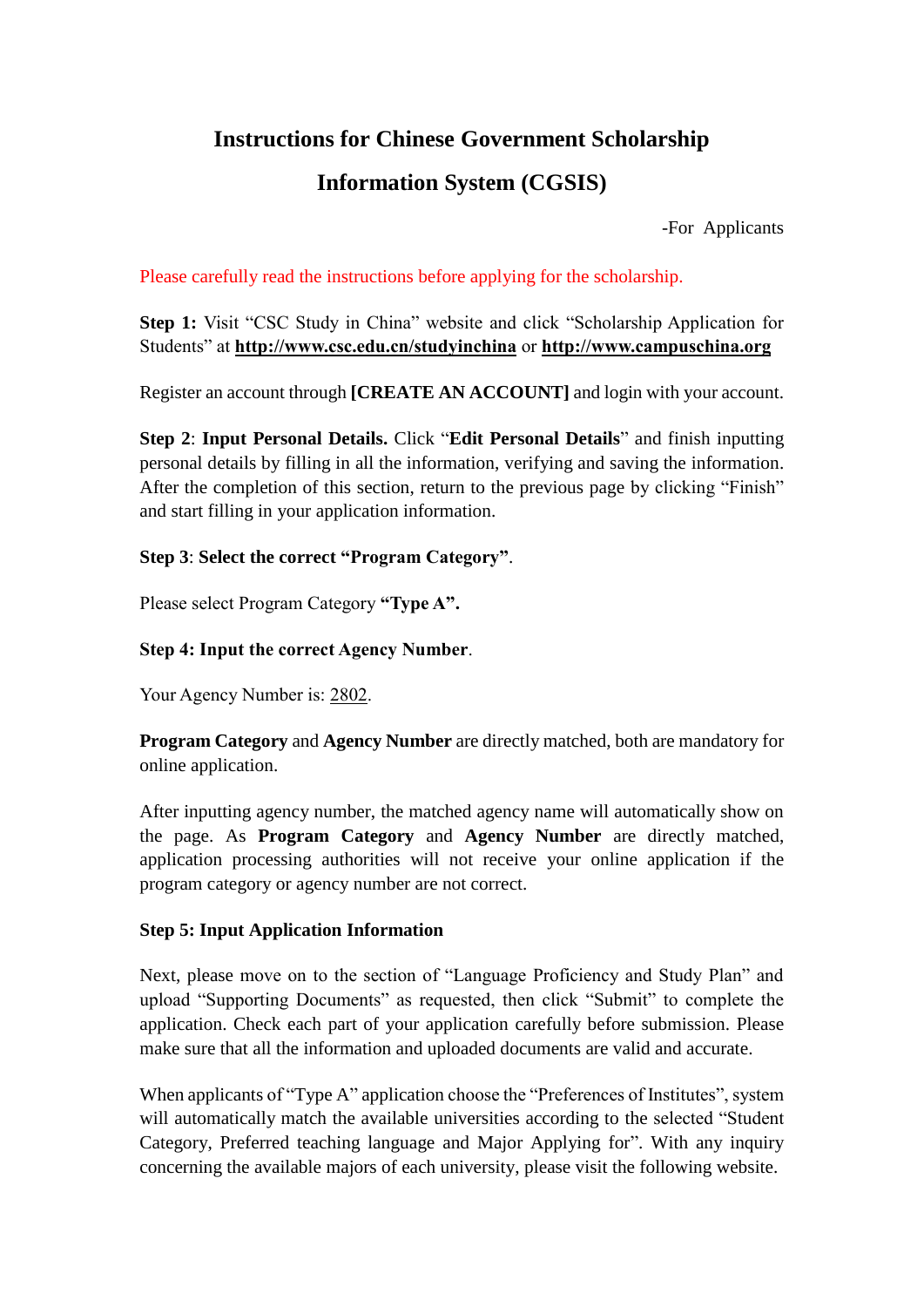# Instructions for Chinese Government Scholarship Information System (CGSIS)

-For Applicants

Please carefully read the instructions before applying for the scholarship.

**Step 1:** Visit "CSC Study in China" website and click "Scholarship Application for Students" at **http://www.csc.edu.cn/studyinchina** or **http://www.campuschina.org**

Register an account through **[CREATE AN ACCOUNT]** and login with your account.

**Step 2**: **Input Personal Details.** Click "**Edit Personal Details**" and finish inputting personal details by filling in all the information, verifying and saving the information. After the completion of this section, return to the previous page by clicking "Finish" and start filling in your application information.

**Step 3**: **Select the correct "Program Category"**.

Please select Program Category **"Type A".**

**Step 4: Input the correct Agency Number**.

Your Agency Number is: 2802.

**Program Category** and **Agency Number** are directly matched, both are mandatory for online application.

After inputting agency number, the matched agency name will automatically show on the page. As **Program Category** and **Agency Number** are directly matched, application processing authorities will not receive your online application if the program category or agency number are not correct.

**Step 5: Input Application Information**

Next, please move on to the section of "Language Proficiency and Study Plan" and upload "Supporting Documents" as requested, then click "Submit" to complete the application. Check each part of your application carefully before submission. Please make sure that all the information and uploaded documents are valid and accurate.

When applicants of "Type A" application choose the "Preferences of Institutes", system will automatically match the available universities according to the selected "Student Category, Preferred teaching language and Major Applying for". With any inquiry concerning the available majors of each university, please visit the following website.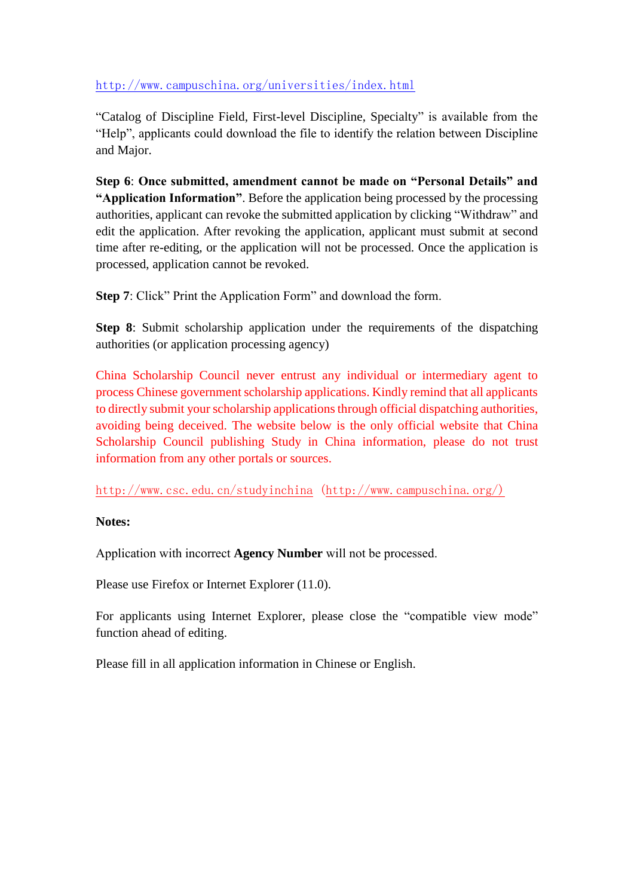http://www.campuschina.org/universities/index.html

"Catalog of Discipline Field, First-level Discipline, Specialty" is available from the "Help", applicants could download the file to identify the relation between Discipline and Major.

**Step 6**: **Once submitted, amendment cannot be made on "Personal Details" and "Application Information"**. Before the application being processed by the processing authorities, applicant can revoke the submitted application by clicking "Withdraw" and edit the application. After revoking the application, applicant must submit at second time after re-editing, or the application will not be processed. Once the application is processed, application cannot be revoked.

**Step 7**: Click" Print the Application Form" and download the form.

**Step 8**: Submit scholarship application under the requirements of the dispatching authorities (or application processing agency)

China Scholarship Council never entrust any individual or intermediary agent to process Chinese government scholarship applications. Kindly remind that all applicants to directly submit your scholarship applications through official dispatching authorities, avoiding being deceived. The website below is the only official website that China Scholarship Council publishing Study in China information, please do not trust information from any other portals or sources.

http://www.csc.edu.cn/studyinchina (http://www.campuschina.org/)

**Notes:**

Application with incorrect **Agency Number** will not be processed.

Please use Firefox or Internet Explorer (11.0).

For applicants using Internet Explorer, please close the "compatible view mode" function ahead of editing.

Please fill in all application information in Chinese or English.